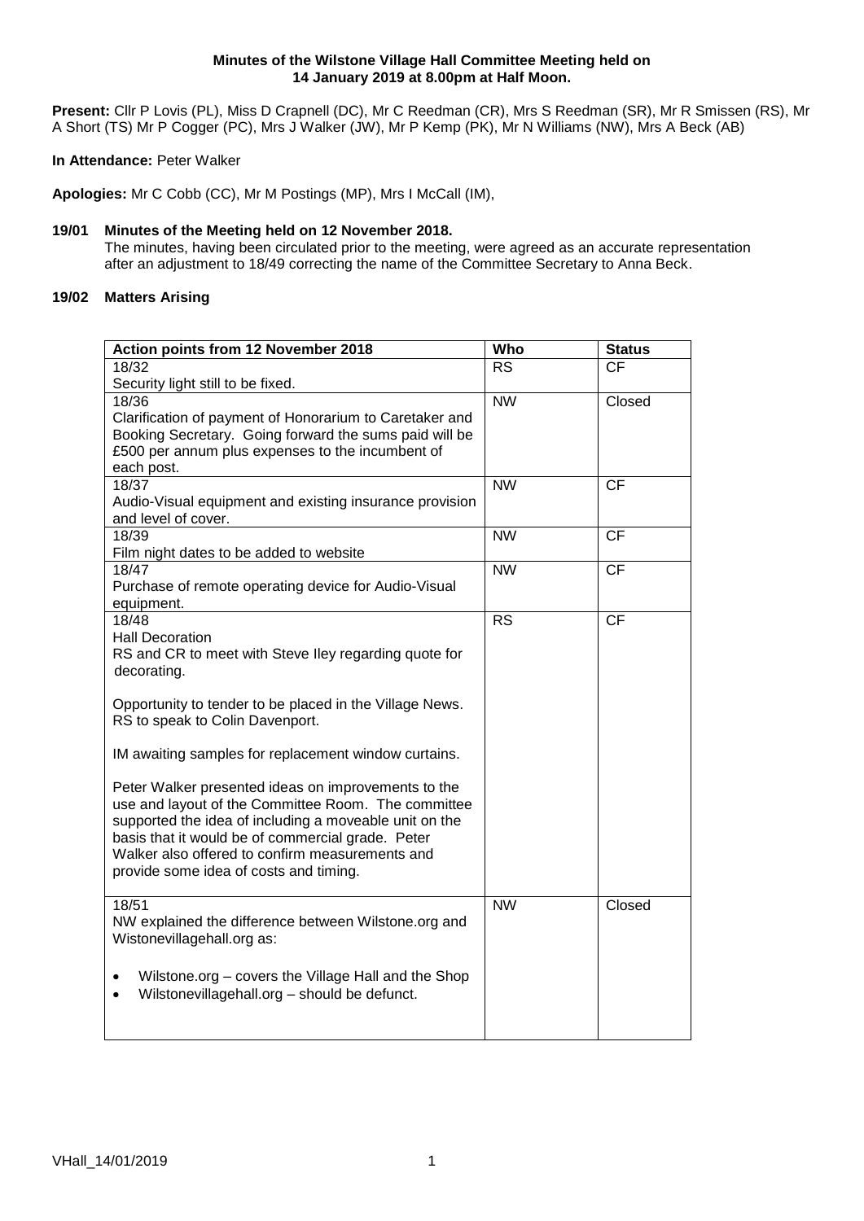**Minutes of the Wilstone Village Hall Committee Meeting held on 14 January 2019 at 8.00pm at Half Moon.**

**Present:** Cllr P Lovis (PL), Miss D Crapnell (DC), Mr C Reedman (CR), Mrs S Reedman (SR), Mr R Smissen (RS), Mr A Short (TS) Mr P Cogger (PC), Mrs J Walker (JW), Mr P Kemp (PK), Mr N Williams (NW), Mrs A Beck (AB)

**In Attendance:** Peter Walker

**Apologies:** Mr C Cobb (CC), Mr M Postings (MP), Mrs I McCall (IM),

## 19/01 Minutes of the Meeting held on 12 November 2018.

The minutes, having been circulated prior to the meeting, were agreed as an accurate representation after an adjustment to 18/49 correcting the name of the Committee Secretary to Anna Beck.

## 19/02 Matters Arising

| Action points from 12 November 2018 | Who | Status |
|---|---|---|
| 18/32<br>Security light still to be fixed. | RS | CF |
| 18/36<br>Clarification of payment of Honorarium to Caretaker and Booking Secretary. Going forward the sums paid will be £500 per annum plus expenses to the incumbent of each post. | NW | Closed |
| 18/37<br>Audio-Visual equipment and existing insurance provision and level of cover. | NW | CF |
| 18/39<br>Film night dates to be added to website | NW | CF |
| 18/47<br>Purchase of remote operating device for Audio-Visual equipment. | NW | CF |
| 18/48<br>Hall Decoration<br>RS and CR to meet with Steve Iley regarding quote for decorating.<br><br>Opportunity to tender to be placed in the Village News. RS to speak to Colin Davenport.<br><br>IM awaiting samples for replacement window curtains.<br><br>Peter Walker presented ideas on improvements to the use and layout of the Committee Room. The committee supported the idea of including a moveable unit on the basis that it would be of commercial grade. Peter Walker also offered to confirm measurements and provide some idea of costs and timing. | RS | CF |
| 18/51<br>NW explained the difference between Wilstone.org and Wistonevillagehall.org as:<br><br>• Wilstone.org – covers the Village Hall and the Shop<br>• Wilstonevillagehall.org – should be defunct. | NW | Closed |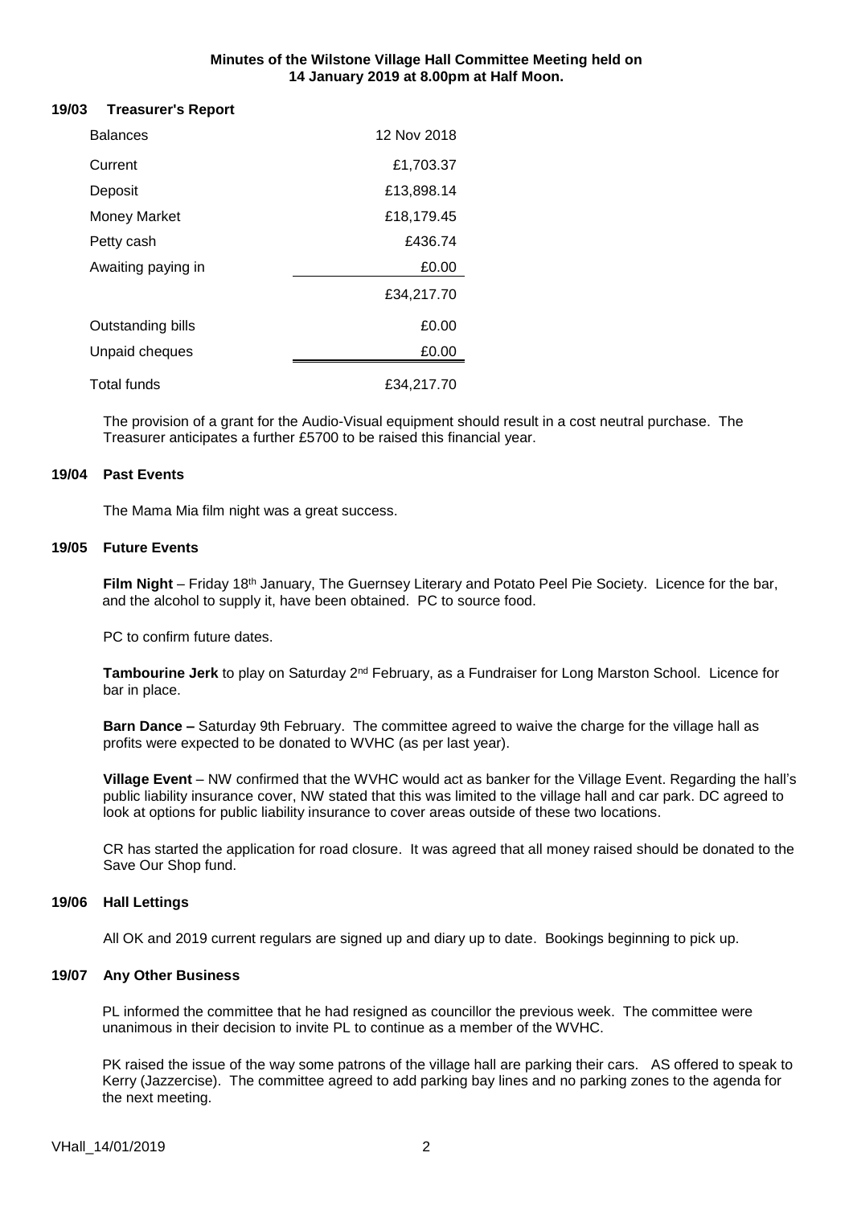**Minutes of the Wilstone Village Hall Committee Meeting held on 14 January 2019 at 8.00pm at Half Moon.**

## 19/03 Treasurer's Report

| Balances | 12 Nov 2018 |
|---|---|
| Current | £1,703.37 |
| Deposit | £13,898.14 |
| Money Market | £18,179.45 |
| Petty cash | £436.74 |
| Awaiting paying in | £0.00 |
| | £34,217.70 |
| Outstanding bills | £0.00 |
| Unpaid cheques | £0.00 |
| Total funds | £34,217.70 |

The provision of a grant for the Audio-Visual equipment should result in a cost neutral purchase. The Treasurer anticipates a further £5700 to be raised this financial year.

## 19/04 Past Events

The Mama Mia film night was a great success.

## 19/05 Future Events

**Film Night** – Friday 18th January, The Guernsey Literary and Potato Peel Pie Society. Licence for the bar, and the alcohol to supply it, have been obtained. PC to source food.

PC to confirm future dates.

**Tambourine Jerk** to play on Saturday 2nd February, as a Fundraiser for Long Marston School. Licence for bar in place.

**Barn Dance –** Saturday 9th February. The committee agreed to waive the charge for the village hall as profits were expected to be donated to WVHC (as per last year).

**Village Event** – NW confirmed that the WVHC would act as banker for the Village Event. Regarding the hall's public liability insurance cover, NW stated that this was limited to the village hall and car park. DC agreed to look at options for public liability insurance to cover areas outside of these two locations.

CR has started the application for road closure. It was agreed that all money raised should be donated to the Save Our Shop fund.

## 19/06 Hall Lettings

All OK and 2019 current regulars are signed up and diary up to date. Bookings beginning to pick up.

## 19/07 Any Other Business

PL informed the committee that he had resigned as councillor the previous week. The committee were unanimous in their decision to invite PL to continue as a member of the WVHC.

PK raised the issue of the way some patrons of the village hall are parking their cars. AS offered to speak to Kerry (Jazzercise). The committee agreed to add parking bay lines and no parking zones to the agenda for the next meeting.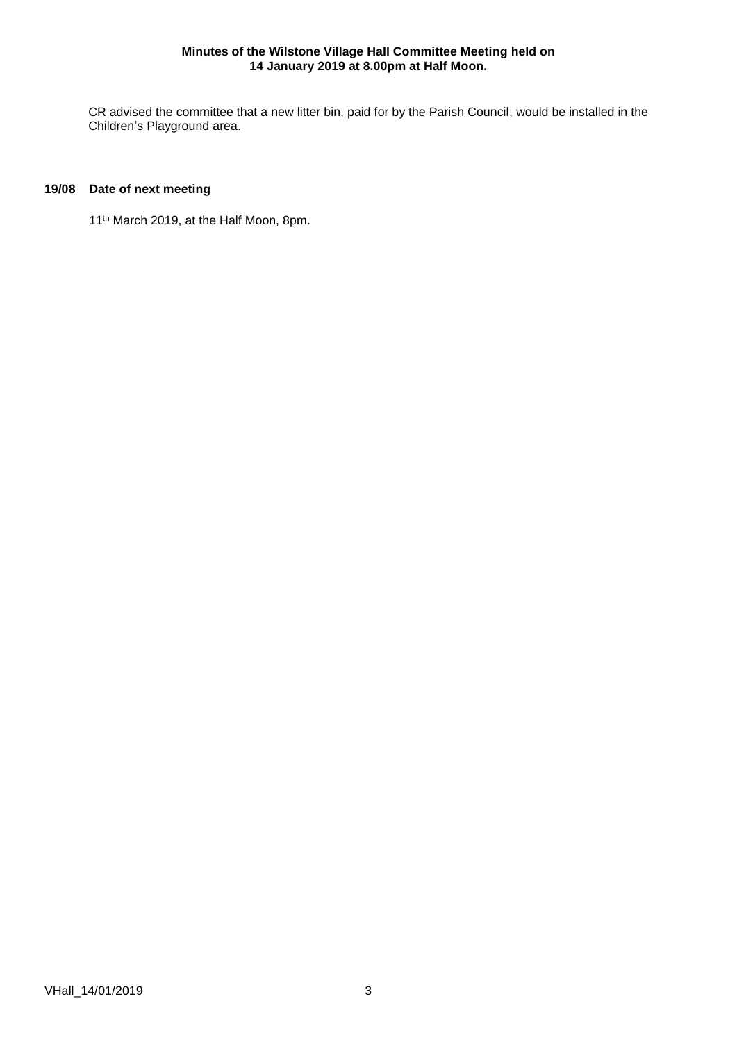CR advised the committee that a new litter bin, paid for by the Parish Council, would be installed in the Children's Playground area.

**19/08 Date of next meeting**

11th March 2019, at the Half Moon, 8pm.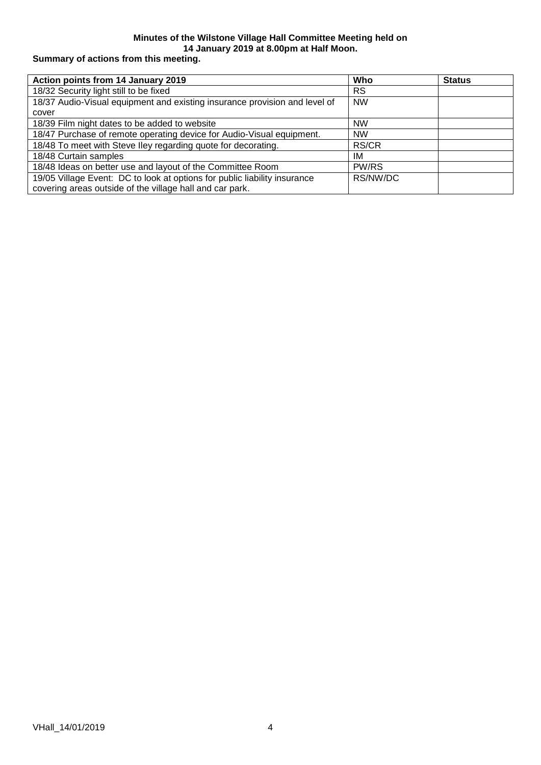**Minutes of the Wilstone Village Hall Committee Meeting held on 14 January 2019 at 8.00pm at Half Moon.**

**Summary of actions from this meeting.**

| Action points from 14 January 2019 | Who | Status |
|---|---|---|
| 18/32 Security light still to be fixed | RS | |
| 18/37 Audio-Visual equipment and existing insurance provision and level of cover | NW | |
| 18/39 Film night dates to be added to website | NW | |
| 18/47 Purchase of remote operating device for Audio-Visual equipment. | NW | |
| 18/48 To meet with Steve Iley regarding quote for decorating. | RS/CR | |
| 18/48 Curtain samples | IM | |
| 18/48 Ideas on better use and layout of the Committee Room | PW/RS | |
| 19/05 Village Event: DC to look at options for public liability insurance covering areas outside of the village hall and car park. | RS/NW/DC | |

VHall_14/01/2019